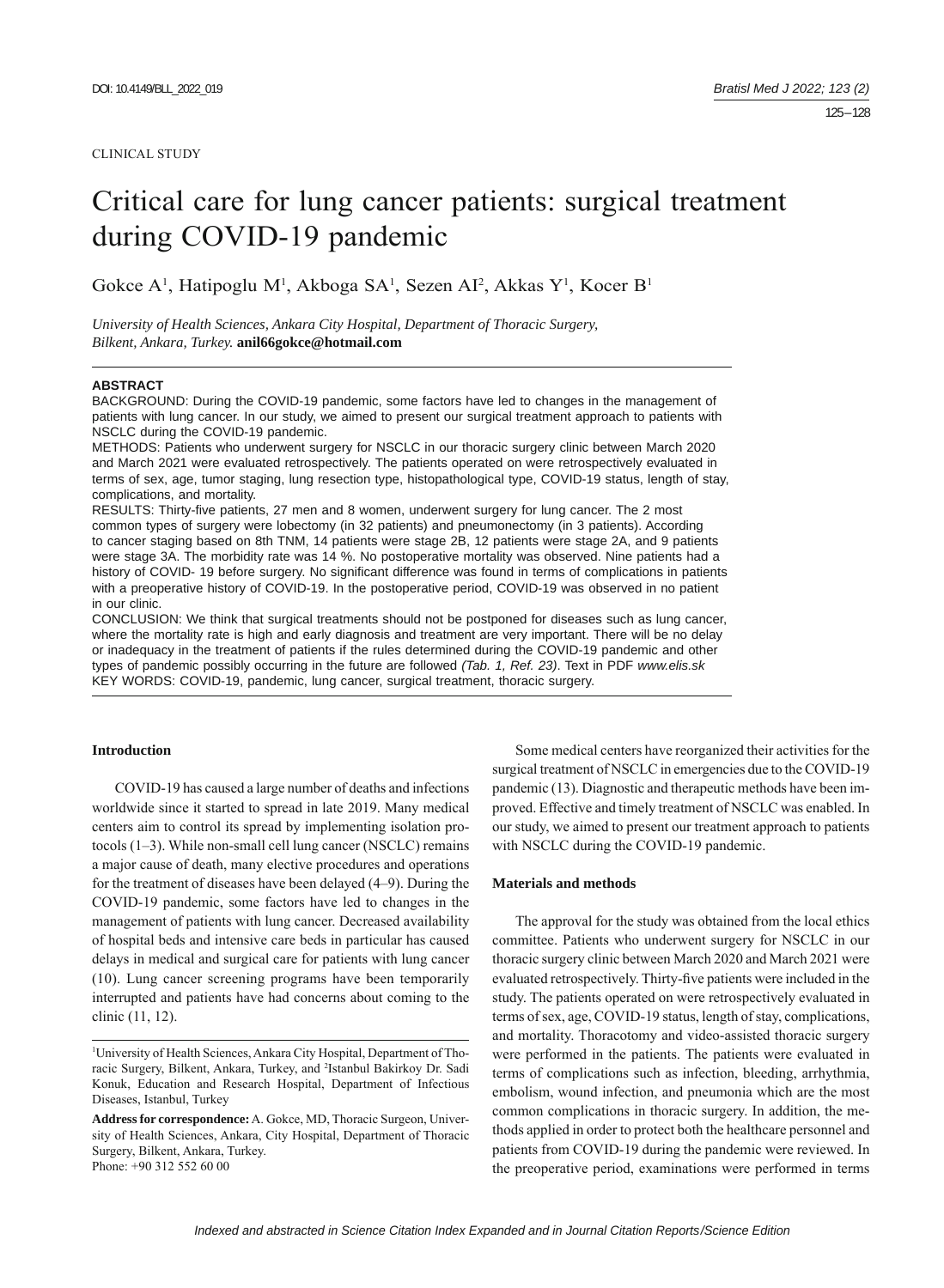CLINICAL STUDY

# Critical care for lung cancer patients: surgical treatment during COVID-19 pandemic

Gokce A[1], Hatipoglu M[1], Akboga SA[1], Sezen AI[2], Akkas Y[1], Kocer B[1]

*University of Health Sciences, Ankara City Hospital, Department of Thoracic Surgery, Bilkent, Ankara, Turkey.* **anil66gokce@hotmail.com**

**ABSTRACT**

BACKGROUND: During the COVID-19 pandemic, some factors have led to changes in the management of patients with lung cancer. In our study, we aimed to present our surgical treatment approach to patients with NSCLC during the COVID-19 pandemic.

METHODS: Patients who underwent surgery for NSCLC in our thoracic surgery clinic between March 2020 and March 2021 were evaluated retrospectively. The patients operated on were retrospectively evaluated in terms of sex, age, tumor staging, lung resection type, histopathological type, COVID-19 status, length of stay, complications, and mortality.

RESULTS: Thirty-five patients, 27 men and 8 women, underwent surgery for lung cancer. The 2 most common types of surgery were lobectomy (in 32 patients) and pneumonectomy (in 3 patients). According to cancer staging based on 8th TNM, 14 patients were stage 2B, 12 patients were stage 2A, and 9 patients were stage 3A. The morbidity rate was 14 %. No postoperative mortality was observed. Nine patients had a history of COVID- 19 before surgery. No significant difference was found in terms of complications in patients with a preoperative history of COVID-19. In the postoperative period, COVID-19 was observed in no patient in our clinic.

CONCLUSION: We think that surgical treatments should not be postponed for diseases such as lung cancer, where the mortality rate is high and early diagnosis and treatment are very important. There will be no delay or inadequacy in the treatment of patients if the rules determined during the COVID-19 pandemic and other types of pandemic possibly occurring in the future are followed *(Tab. 1, Ref. 23)*. Text in PDF *www.elis.sk*

KEY WORDS: COVID-19, pandemic, lung cancer, surgical treatment, thoracic surgery.

## Introduction

COVID-19 has caused a large number of deaths and infections worldwide since it started to spread in late 2019. Many medical centers aim to control its spread by implementing isolation protocols (1–3). While non-small cell lung cancer (NSCLC) remains a major cause of death, many elective procedures and operations for the treatment of diseases have been delayed (4–9). During the COVID-19 pandemic, some factors have led to changes in the management of patients with lung cancer. Decreased availability of hospital beds and intensive care beds in particular has caused delays in medical and surgical care for patients with lung cancer (10). Lung cancer screening programs have been temporarily interrupted and patients have had concerns about coming to the clinic (11, 12).

Some medical centers have reorganized their activities for the surgical treatment of NSCLC in emergencies due to the COVID-19 pandemic (13). Diagnostic and therapeutic methods have been improved. Effective and timely treatment of NSCLC was enabled. In our study, we aimed to present our treatment approach to patients with NSCLC during the COVID-19 pandemic.

## Materials and methods

The approval for the study was obtained from the local ethics committee. Patients who underwent surgery for NSCLC in our thoracic surgery clinic between March 2020 and March 2021 were evaluated retrospectively. Thirty-five patients were included in the study. The patients operated on were retrospectively evaluated in terms of sex, age, COVID-19 status, length of stay, complications, and mortality. Thoracotomy and video-assisted thoracic surgery were performed in the patients. The patients were evaluated in terms of complications such as infection, bleeding, arrhythmia, embolism, wound infection, and pneumonia which are the most common complications in thoracic surgery. In addition, the methods applied in order to protect both the healthcare personnel and patients from COVID-19 during the pandemic were reviewed. In the preoperative period, examinations were performed in terms

[1]University of Health Sciences, Ankara City Hospital, Department of Thoracic Surgery, Bilkent, Ankara, Turkey, and [2]Istanbul Bakirkoy Dr. Sadi Konuk, Education and Research Hospital, Department of Infectious Diseases, Istanbul, Turkey

**Address for correspondence:** A. Gokce, MD, Thoracic Surgeon, University of Health Sciences, Ankara, City Hospital, Department of Thoracic Surgery, Bilkent, Ankara, Turkey.
Phone: +90 312 552 60 00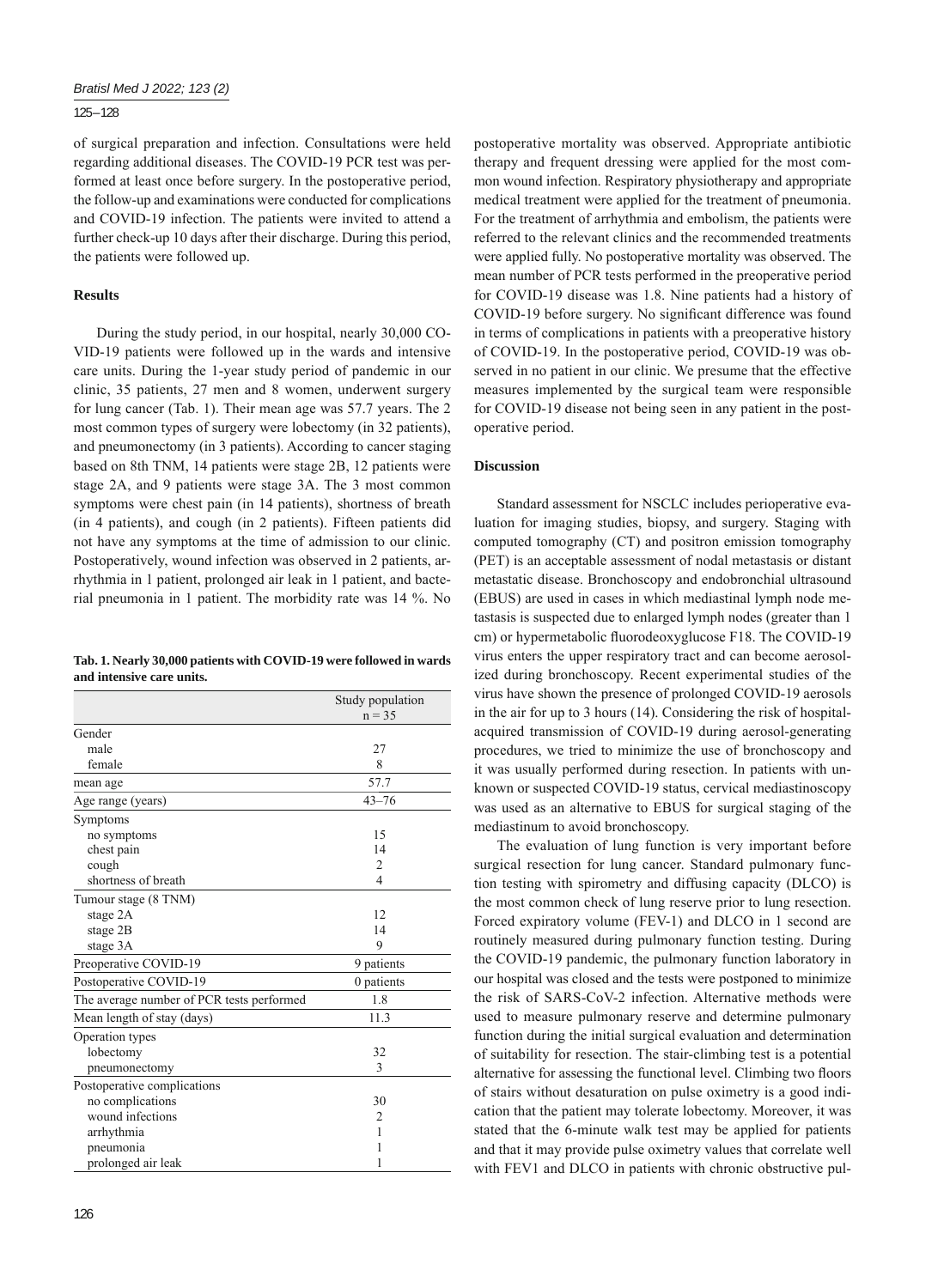of surgical preparation and infection. Consultations were held regarding additional diseases. The COVID-19 PCR test was performed at least once before surgery. In the postoperative period, the follow-up and examinations were conducted for complications and COVID-19 infection. The patients were invited to attend a further check-up 10 days after their discharge. During this period, the patients were followed up.

## Results

During the study period, in our hospital, nearly 30,000 COVID-19 patients were followed up in the wards and intensive care units. During the 1-year study period of pandemic in our clinic, 35 patients, 27 men and 8 women, underwent surgery for lung cancer (Tab. 1). Their mean age was 57.7 years. The 2 most common types of surgery were lobectomy (in 32 patients), and pneumonectomy (in 3 patients). According to cancer staging based on 8th TNM, 14 patients were stage 2B, 12 patients were stage 2A, and 9 patients were stage 3A. The 3 most common symptoms were chest pain (in 14 patients), shortness of breath (in 4 patients), and cough (in 2 patients). Fifteen patients did not have any symptoms at the time of admission to our clinic. Postoperatively, wound infection was observed in 2 patients, arrhythmia in 1 patient, prolonged air leak in 1 patient, and bacterial pneumonia in 1 patient. The morbidity rate was 14 %. No postoperative mortality was observed. Appropriate antibiotic therapy and frequent dressing were applied for the most common wound infection. Respiratory physiotherapy and appropriate medical treatment were applied for the treatment of pneumonia. For the treatment of arrhythmia and embolism, the patients were referred to the relevant clinics and the recommended treatments were applied fully. No postoperative mortality was observed. The mean number of PCR tests performed in the preoperative period for COVID-19 disease was 1.8. Nine patients had a history of COVID-19 before surgery. No significant difference was found in terms of complications in patients with a preoperative history of COVID-19. In the postoperative period, COVID-19 was observed in no patient in our clinic. We presume that the effective measures implemented by the surgical team were responsible for COVID-19 disease not being seen in any patient in the postoperative period.

**Tab. 1. Nearly 30,000 patients with COVID-19 were followed in wards and intensive care units.**

| | Study population n = 35 |
|---|---|
| Gender | |
| male | 27 |
| female | 8 |
| mean age | 57.7 |
| Age range (years) | 43–76 |
| Symptoms | |
| no symptoms | 15 |
| chest pain | 14 |
| cough | 2 |
| shortness of breath | 4 |
| Tumour stage (8 TNM) | |
| stage 2A | 12 |
| stage 2B | 14 |
| stage 3A | 9 |
| Preoperative COVID-19 | 9 patients |
| Postoperative COVID-19 | 0 patients |
| The average number of PCR tests performed | 1.8 |
| Mean length of stay (days) | 11.3 |
| Operation types | |
| lobectomy | 32 |
| pneumonectomy | 3 |
| Postoperative complications | |
| no complications | 30 |
| wound infections | 2 |
| arrhythmia | 1 |
| pneumonia | 1 |
| prolonged air leak | 1 |

## Discussion

Standard assessment for NSCLC includes perioperative evaluation for imaging studies, biopsy, and surgery. Staging with computed tomography (CT) and positron emission tomography (PET) is an acceptable assessment of nodal metastasis or distant metastatic disease. Bronchoscopy and endobronchial ultrasound (EBUS) are used in cases in which mediastinal lymph node metastasis is suspected due to enlarged lymph nodes (greater than 1 cm) or hypermetabolic fluorodeoxyglucose F18. The COVID-19 virus enters the upper respiratory tract and can become aerosolized during bronchoscopy. Recent experimental studies of the virus have shown the presence of prolonged COVID-19 aerosols in the air for up to 3 hours (14). Considering the risk of hospital-acquired transmission of COVID-19 during aerosol-generating procedures, we tried to minimize the use of bronchoscopy and it was usually performed during resection. In patients with unknown or suspected COVID-19 status, cervical mediastinoscopy was used as an alternative to EBUS for surgical staging of the mediastinum to avoid bronchoscopy.

The evaluation of lung function is very important before surgical resection for lung cancer. Standard pulmonary function testing with spirometry and diffusing capacity (DLCO) is the most common check of lung reserve prior to lung resection. Forced expiratory volume (FEV-1) and DLCO in 1 second are routinely measured during pulmonary function testing. During the COVID-19 pandemic, the pulmonary function laboratory in our hospital was closed and the tests were postponed to minimize the risk of SARS-CoV-2 infection. Alternative methods were used to measure pulmonary reserve and determine pulmonary function during the initial surgical evaluation and determination of suitability for resection. The stair-climbing test is a potential alternative for assessing the functional level. Climbing two floors of stairs without desaturation on pulse oximetry is a good indication that the patient may tolerate lobectomy. Moreover, it was stated that the 6-minute walk test may be applied for patients and that it may provide pulse oximetry values that correlate well with FEV1 and DLCO in patients with chronic obstructive pul-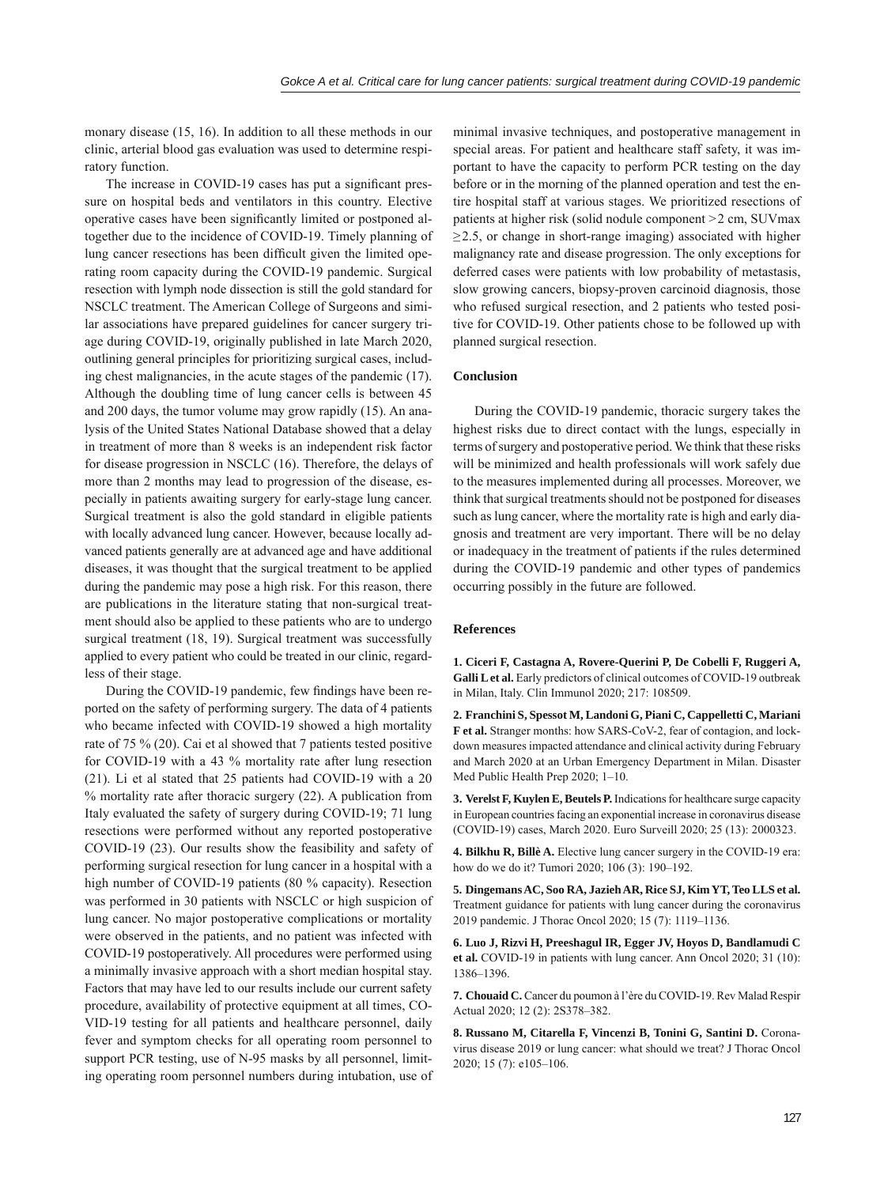monary disease (15, 16). In addition to all these methods in our clinic, arterial blood gas evaluation was used to determine respiratory function.

The increase in COVID-19 cases has put a significant pressure on hospital beds and ventilators in this country. Elective operative cases have been significantly limited or postponed altogether due to the incidence of COVID-19. Timely planning of lung cancer resections has been difficult given the limited operating room capacity during the COVID-19 pandemic. Surgical resection with lymph node dissection is still the gold standard for NSCLC treatment. The American College of Surgeons and similar associations have prepared guidelines for cancer surgery triage during COVID-19, originally published in late March 2020, outlining general principles for prioritizing surgical cases, including chest malignancies, in the acute stages of the pandemic (17). Although the doubling time of lung cancer cells is between 45 and 200 days, the tumor volume may grow rapidly (15). An analysis of the United States National Database showed that a delay in treatment of more than 8 weeks is an independent risk factor for disease progression in NSCLC (16). Therefore, the delays of more than 2 months may lead to progression of the disease, especially in patients awaiting surgery for early-stage lung cancer. Surgical treatment is also the gold standard in eligible patients with locally advanced lung cancer. However, because locally advanced patients generally are at advanced age and have additional diseases, it was thought that the surgical treatment to be applied during the pandemic may pose a high risk. For this reason, there are publications in the literature stating that non-surgical treatment should also be applied to these patients who are to undergo surgical treatment (18, 19). Surgical treatment was successfully applied to every patient who could be treated in our clinic, regardless of their stage.

During the COVID-19 pandemic, few findings have been reported on the safety of performing surgery. The data of 4 patients who became infected with COVID-19 showed a high mortality rate of 75 % (20). Cai et al showed that 7 patients tested positive for COVID-19 with a 43 % mortality rate after lung resection (21). Li et al stated that 25 patients had COVID-19 with a 20 % mortality rate after thoracic surgery (22). A publication from Italy evaluated the safety of surgery during COVID-19; 71 lung resections were performed without any reported postoperative COVID-19 (23). Our results show the feasibility and safety of performing surgical resection for lung cancer in a hospital with a high number of COVID-19 patients (80 % capacity). Resection was performed in 30 patients with NSCLC or high suspicion of lung cancer. No major postoperative complications or mortality were observed in the patients, and no patient was infected with COVID-19 postoperatively. All procedures were performed using a minimally invasive approach with a short median hospital stay. Factors that may have led to our results include our current safety procedure, availability of protective equipment at all times, COVID-19 testing for all patients and healthcare personnel, daily fever and symptom checks for all operating room personnel to support PCR testing, use of N-95 masks by all personnel, limiting operating room personnel numbers during intubation, use of minimal invasive techniques, and postoperative management in special areas. For patient and healthcare staff safety, it was important to have the capacity to perform PCR testing on the day before or in the morning of the planned operation and test the entire hospital staff at various stages. We prioritized resections of patients at higher risk (solid nodule component >2 cm, SUVmax $\geq$2.5, or change in short-range imaging) associated with higher malignancy rate and disease progression. The only exceptions for deferred cases were patients with low probability of metastasis, slow growing cancers, biopsy-proven carcinoid diagnosis, those who refused surgical resection, and 2 patients who tested positive for COVID-19. Other patients chose to be followed up with planned surgical resection.

## Conclusion

During the COVID-19 pandemic, thoracic surgery takes the highest risks due to direct contact with the lungs, especially in terms of surgery and postoperative period. We think that these risks will be minimized and health professionals will work safely due to the measures implemented during all processes. Moreover, we think that surgical treatments should not be postponed for diseases such as lung cancer, where the mortality rate is high and early diagnosis and treatment are very important. There will be no delay or inadequacy in the treatment of patients if the rules determined during the COVID-19 pandemic and other types of pandemics occurring possibly in the future are followed.

## References

**1. Ciceri F, Castagna A, Rovere-Querini P, De Cobelli F, Ruggeri A, Galli L et al.** Early predictors of clinical outcomes of COVID-19 outbreak in Milan, Italy. Clin Immunol 2020; 217: 108509.

**2. Franchini S, Spessot M, Landoni G, Piani C, Cappelletti C, Mariani F et al.** Stranger months: how SARS-CoV-2, fear of contagion, and lockdown measures impacted attendance and clinical activity during February and March 2020 at an Urban Emergency Department in Milan. Disaster Med Public Health Prep 2020; 1–10.

**3. Verelst F, Kuylen E, Beutels P.** Indications for healthcare surge capacity in European countries facing an exponential increase in coronavirus disease (COVID-19) cases, March 2020. Euro Surveill 2020; 25 (13): 2000323.

**4. Bilkhu R, Billè A.** Elective lung cancer surgery in the COVID-19 era: how do we do it? Tumori 2020; 106 (3): 190–192.

**5. Dingemans AC, Soo RA, Jazieh AR, Rice SJ, Kim YT, Teo LLS et al.** Treatment guidance for patients with lung cancer during the coronavirus 2019 pandemic. J Thorac Oncol 2020; 15 (7): 1119–1136.

**6. Luo J, Rizvi H, Preeshagul IR, Egger JV, Hoyos D, Bandlamudi C et al.** COVID-19 in patients with lung cancer. Ann Oncol 2020; 31 (10): 1386–1396.

**7. Chouaid C.** Cancer du poumon à l'ère du COVID-19. Rev Malad Respir Actual 2020; 12 (2): 2S378–382.

**8. Russano M, Citarella F, Vincenzi B, Tonini G, Santini D.** Coronavirus disease 2019 or lung cancer: what should we treat? J Thorac Oncol 2020; 15 (7): e105–106.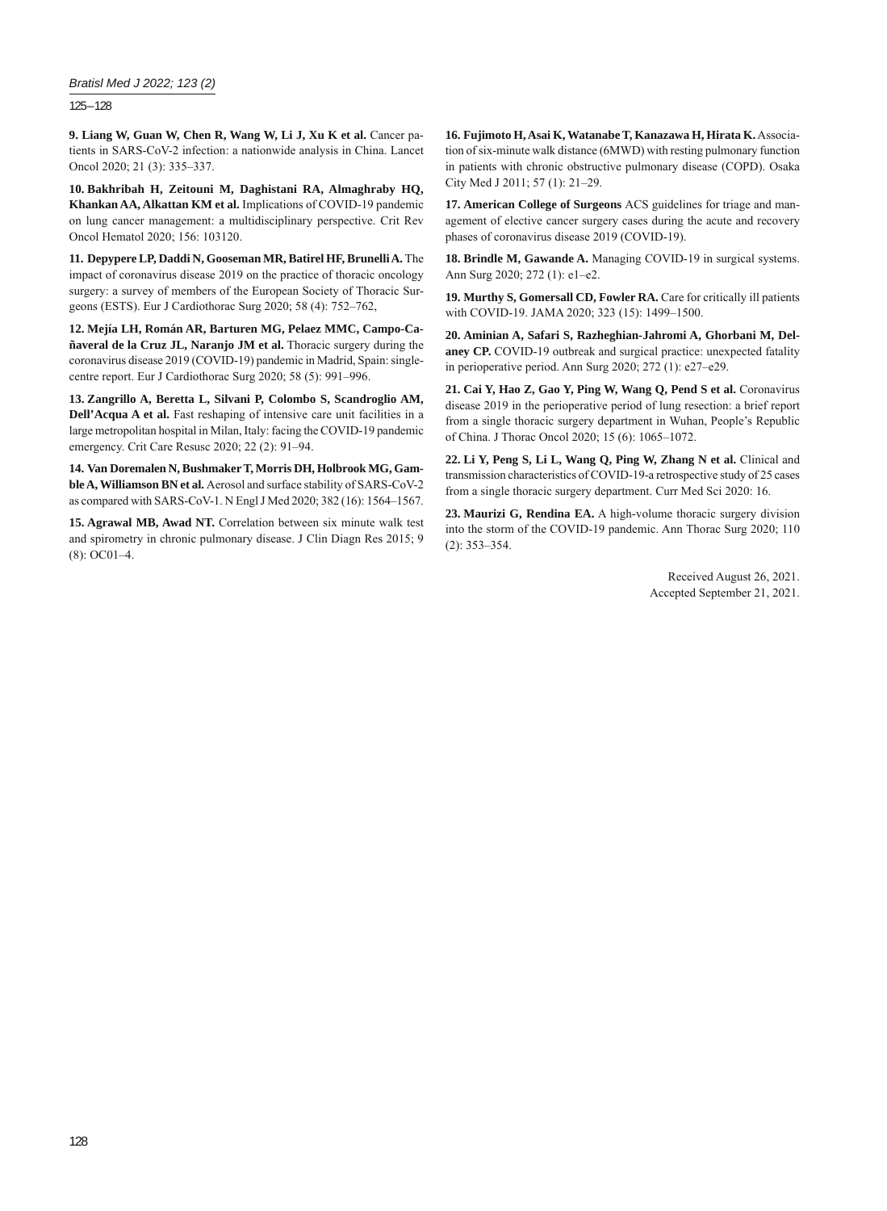**9. Liang W, Guan W, Chen R, Wang W, Li J, Xu K et al.** Cancer patients in SARS-CoV-2 infection: a nationwide analysis in China. Lancet Oncol 2020; 21 (3): 335–337.

**10. Bakhribah H, Zeitouni M, Daghistani RA, Almaghraby HQ, Khankan AA, Alkattan KM et al.** Implications of COVID-19 pandemic on lung cancer management: a multidisciplinary perspective. Crit Rev Oncol Hematol 2020; 156: 103120.

**11. Depypere LP, Daddi N, Gooseman MR, Batirel HF, Brunelli A.** The impact of coronavirus disease 2019 on the practice of thoracic oncology surgery: a survey of members of the European Society of Thoracic Surgeons (ESTS). Eur J Cardiothorac Surg 2020; 58 (4): 752–762,

**12. Mejía LH, Román AR, Barturen MG, Pelaez MMC, Campo-Cañaveral de la Cruz JL, Naranjo JM et al.** Thoracic surgery during the coronavirus disease 2019 (COVID-19) pandemic in Madrid, Spain: single-centre report. Eur J Cardiothorac Surg 2020; 58 (5): 991–996.

**13. Zangrillo A, Beretta L, Silvani P, Colombo S, Scandroglio AM, Dell'Acqua A et al.** Fast reshaping of intensive care unit facilities in a large metropolitan hospital in Milan, Italy: facing the COVID-19 pandemic emergency. Crit Care Resusc 2020; 22 (2): 91–94.

**14. Van Doremalen N, Bushmaker T, Morris DH, Holbrook MG, Gamble A, Williamson BN et al.** Aerosol and surface stability of SARS-CoV-2 as compared with SARS-CoV-1. N Engl J Med 2020; 382 (16): 1564–1567.

**15. Agrawal MB, Awad NT.** Correlation between six minute walk test and spirometry in chronic pulmonary disease. J Clin Diagn Res 2015; 9 (8): OC01–4.

**16. Fujimoto H, Asai K, Watanabe T, Kanazawa H, Hirata K.** Association of six-minute walk distance (6MWD) with resting pulmonary function in patients with chronic obstructive pulmonary disease (COPD). Osaka City Med J 2011; 57 (1): 21–29.

**17. American College of Surgeons** ACS guidelines for triage and management of elective cancer surgery cases during the acute and recovery phases of coronavirus disease 2019 (COVID-19).

**18. Brindle M, Gawande A.** Managing COVID-19 in surgical systems. Ann Surg 2020; 272 (1): e1–e2.

**19. Murthy S, Gomersall CD, Fowler RA.** Care for critically ill patients with COVID-19. JAMA 2020; 323 (15): 1499–1500.

**20. Aminian A, Safari S, Razheghian-Jahromi A, Ghorbani M, Delaney CP.** COVID-19 outbreak and surgical practice: unexpected fatality in perioperative period. Ann Surg 2020; 272 (1): e27–e29.

**21. Cai Y, Hao Z, Gao Y, Ping W, Wang Q, Pend S et al.** Coronavirus disease 2019 in the perioperative period of lung resection: a brief report from a single thoracic surgery department in Wuhan, People's Republic of China. J Thorac Oncol 2020; 15 (6): 1065–1072.

**22. Li Y, Peng S, Li L, Wang Q, Ping W, Zhang N et al.** Clinical and transmission characteristics of COVID-19-a retrospective study of 25 cases from a single thoracic surgery department. Curr Med Sci 2020: 16.

**23. Maurizi G, Rendina EA.** A high-volume thoracic surgery division into the storm of the COVID-19 pandemic. Ann Thorac Surg 2020; 110 (2): 353–354.

Received August 26, 2021.
Accepted September 21, 2021.